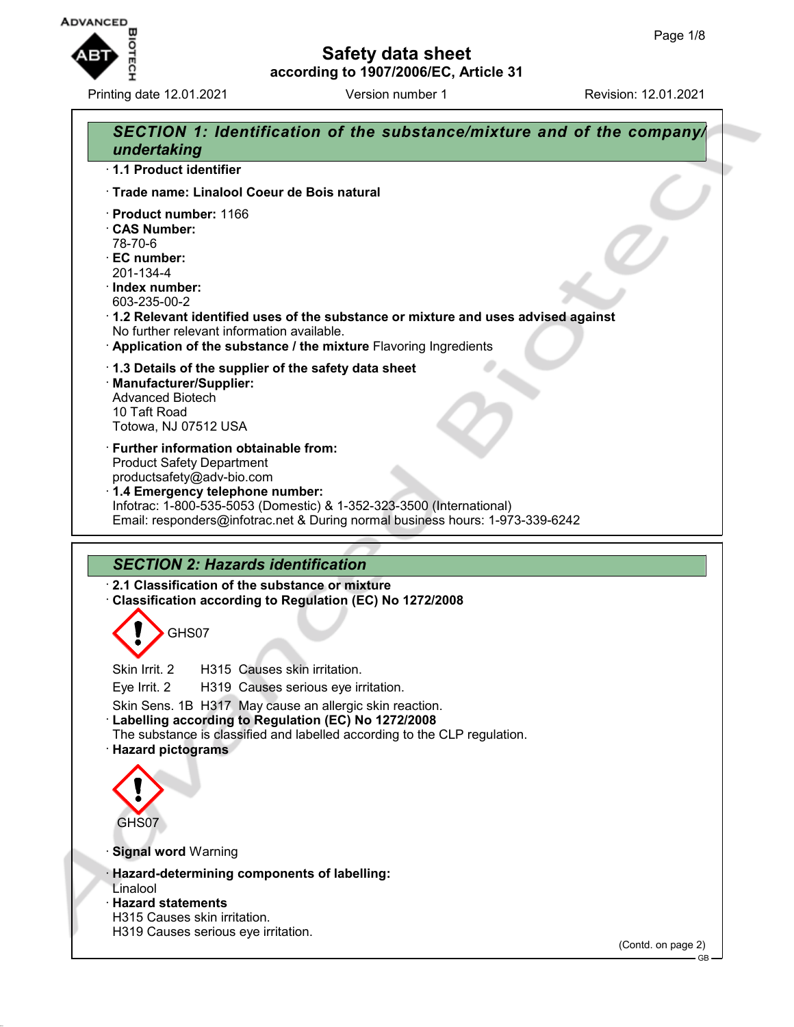# Safety data sheet
## according to 1907/2006/EC, Article 31

Printing date 12.01.2021 | Version number 1 | Revision: 12.01.2021

## SECTION 1: Identification of the substance/mixture and of the company/undertaking

· **1.1 Product identifier**

· **Trade name: Linalool Coeur de Bois natural**

· **Product number:** 1166
· **CAS Number:**
78-70-6
· **EC number:**
201-134-4
· **Index number:**
603-235-00-2
· **1.2 Relevant identified uses of the substance or mixture and uses advised against**
No further relevant information available.
· **Application of the substance / the mixture** Flavoring Ingredients

· **1.3 Details of the supplier of the safety data sheet**
· **Manufacturer/Supplier:**
Advanced Biotech
10 Taft Road
Totowa, NJ 07512 USA

· **Further information obtainable from:**
Product Safety Department
productsafety@adv-bio.com
· **1.4 Emergency telephone number:**
Infotrac: 1-800-535-5053 (Domestic) & 1-352-323-3500 (International)
Email: responders@infotrac.net & During normal business hours: 1-973-339-6242

## SECTION 2: Hazards identification

· **2.1 Classification of the substance or mixture**
· **Classification according to Regulation (EC) No 1272/2008**

GHS07

Skin Irrit. 2 H315 Causes skin irritation.

Eye Irrit. 2 H319 Causes serious eye irritation.

Skin Sens. 1B H317 May cause an allergic skin reaction.
· **Labelling according to Regulation (EC) No 1272/2008**
The substance is classified and labelled according to the CLP regulation.
· **Hazard pictograms**

GHS07

· **Signal word** Warning

· **Hazard-determining components of labelling:**
Linalool
· **Hazard statements**
H315 Causes skin irritation.
H319 Causes serious eye irritation.

(Contd. on page 2)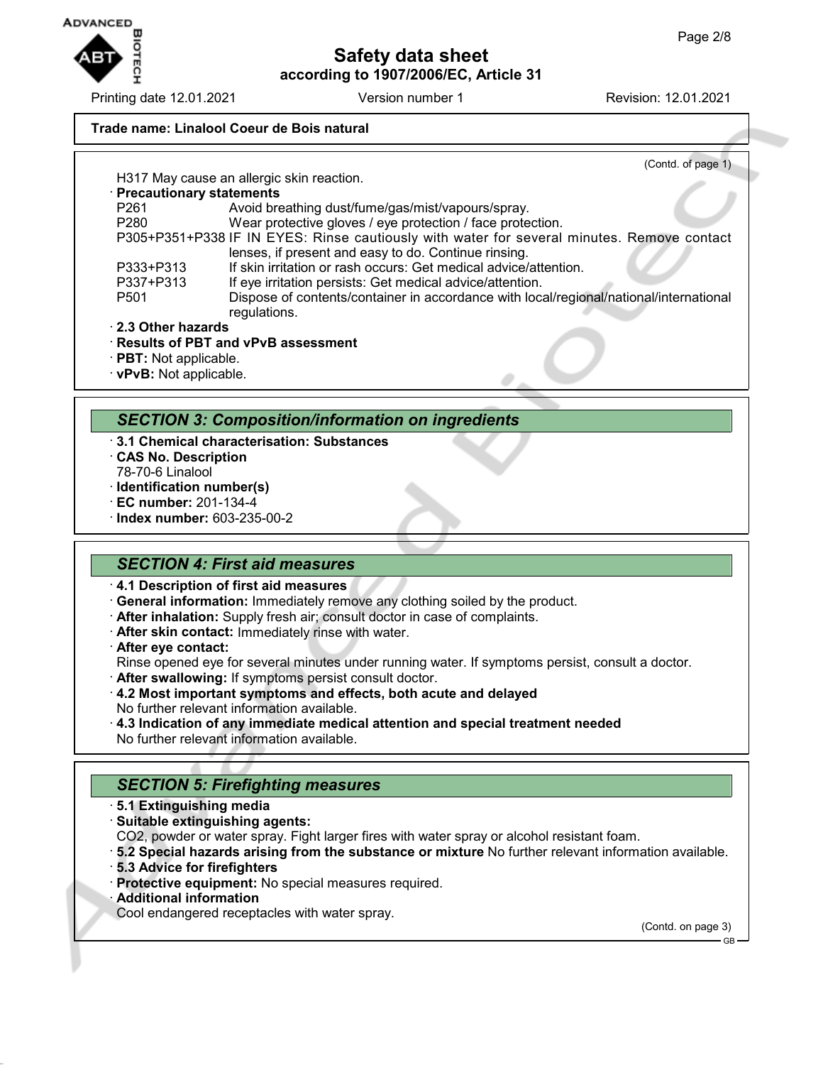**Trade name: Linalool Coeur de Bois natural**

(Contd. of page 1)

H317 May cause an allergic skin reaction.

· **Precautionary statements**

| | |
|---|---|
| P261 | Avoid breathing dust/fume/gas/mist/vapours/spray. |
| P280 | Wear protective gloves / eye protection / face protection. |
| P305+P351+P338 | IF IN EYES: Rinse cautiously with water for several minutes. Remove contact lenses, if present and easy to do. Continue rinsing. |
| P333+P313 | If skin irritation or rash occurs: Get medical advice/attention. |
| P337+P313 | If eye irritation persists: Get medical advice/attention. |
| P501 | Dispose of contents/container in accordance with local/regional/national/international regulations. |

· **2.3 Other hazards**
· **Results of PBT and vPvB assessment**
· **PBT:** Not applicable.
· **vPvB:** Not applicable.

## *SECTION 3: Composition/information on ingredients*

· **3.1 Chemical characterisation: Substances**
· **CAS No. Description**
78-70-6 Linalool
· **Identification number(s)**
· **EC number:** 201-134-4
· **Index number:** 603-235-00-2

## *SECTION 4: First aid measures*

· **4.1 Description of first aid measures**
· **General information:** Immediately remove any clothing soiled by the product.
· **After inhalation:** Supply fresh air; consult doctor in case of complaints.
· **After skin contact:** Immediately rinse with water.
· **After eye contact:**
Rinse opened eye for several minutes under running water. If symptoms persist, consult a doctor.
· **After swallowing:** If symptoms persist consult doctor.
· **4.2 Most important symptoms and effects, both acute and delayed**
No further relevant information available.
· **4.3 Indication of any immediate medical attention and special treatment needed**
No further relevant information available.

## *SECTION 5: Firefighting measures*

· **5.1 Extinguishing media**
· **Suitable extinguishing agents:**
$CO_2$, powder or water spray. Fight larger fires with water spray or alcohol resistant foam.
· **5.2 Special hazards arising from the substance or mixture** No further relevant information available.
· **5.3 Advice for firefighters**
· **Protective equipment:** No special measures required.
· **Additional information**
Cool endangered receptacles with water spray.

(Contd. on page 3)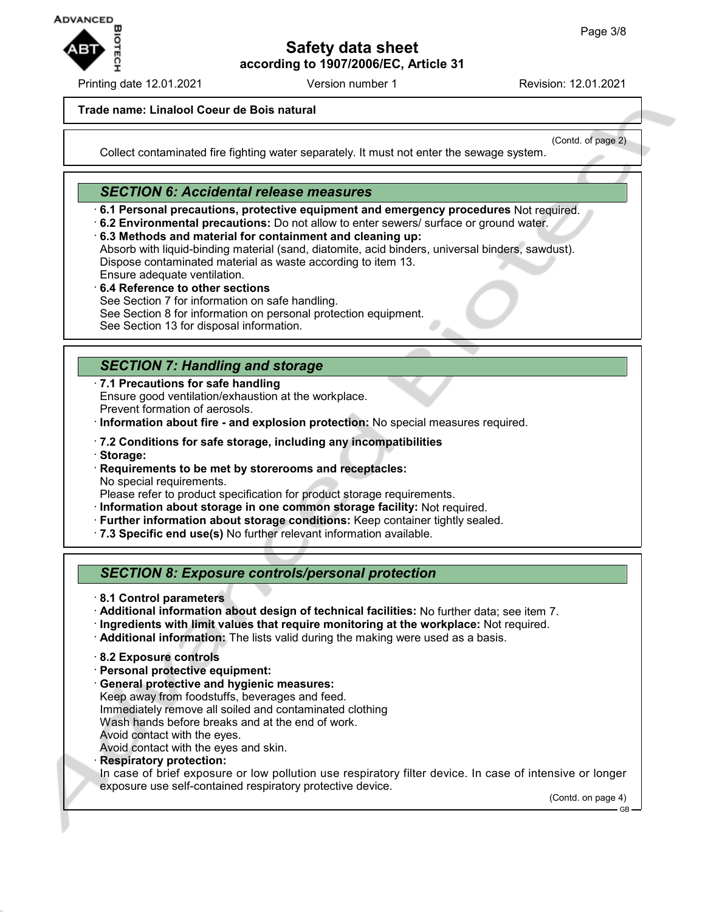**Trade name: Linalool Coeur de Bois natural**

(Contd. of page 2)

Collect contaminated fire fighting water separately. It must not enter the sewage system.

## SECTION 6: Accidental release measures

· **6.1 Personal precautions, protective equipment and emergency procedures** Not required.
· **6.2 Environmental precautions:** Do not allow to enter sewers/ surface or ground water.
· **6.3 Methods and material for containment and cleaning up:**
Absorb with liquid-binding material (sand, diatomite, acid binders, universal binders, sawdust).
Dispose contaminated material as waste according to item 13.
Ensure adequate ventilation.
· **6.4 Reference to other sections**
See Section 7 for information on safe handling.
See Section 8 for information on personal protection equipment.
See Section 13 for disposal information.

## SECTION 7: Handling and storage

· **7.1 Precautions for safe handling**
Ensure good ventilation/exhaustion at the workplace.
Prevent formation of aerosols.
· **Information about fire - and explosion protection:** No special measures required.

· **7.2 Conditions for safe storage, including any incompatibilities**
· **Storage:**
· **Requirements to be met by storerooms and receptacles:**
No special requirements.
Please refer to product specification for product storage requirements.
· **Information about storage in one common storage facility:** Not required.
· **Further information about storage conditions:** Keep container tightly sealed.
· **7.3 Specific end use(s)** No further relevant information available.

## SECTION 8: Exposure controls/personal protection

· **8.1 Control parameters**
· **Additional information about design of technical facilities:** No further data; see item 7.
· **Ingredients with limit values that require monitoring at the workplace:** Not required.
· **Additional information:** The lists valid during the making were used as a basis.

· **8.2 Exposure controls**
· **Personal protective equipment:**
· **General protective and hygienic measures:**
Keep away from foodstuffs, beverages and feed.
Immediately remove all soiled and contaminated clothing
Wash hands before breaks and at the end of work.
Avoid contact with the eyes.
Avoid contact with the eyes and skin.
· **Respiratory protection:**
In case of brief exposure or low pollution use respiratory filter device. In case of intensive or longer exposure use self-contained respiratory protective device.

(Contd. on page 4)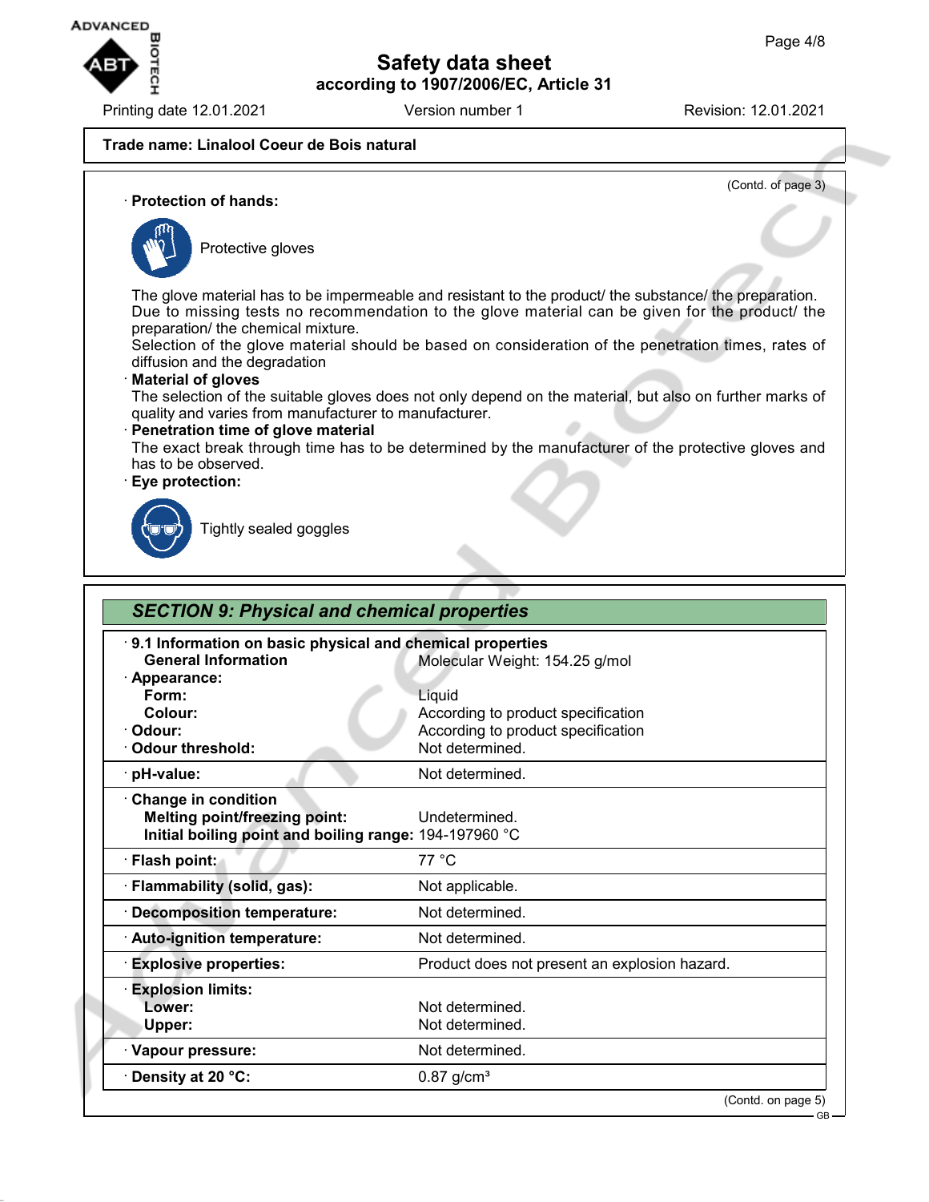**Trade name: Linalool Coeur de Bois natural**

(Contd. of page 3)

· **Protection of hands:**

Protective gloves

The glove material has to be impermeable and resistant to the product/ the substance/ the preparation.
Due to missing tests no recommendation to the glove material can be given for the product/ the preparation/ the chemical mixture.
Selection of the glove material should be based on consideration of the penetration times, rates of diffusion and the degradation

· **Material of gloves**
The selection of the suitable gloves does not only depend on the material, but also on further marks of quality and varies from manufacturer to manufacturer.

· **Penetration time of glove material**
The exact break through time has to be determined by the manufacturer of the protective gloves and has to be observed.

· **Eye protection:**

Tightly sealed goggles

## SECTION 9: Physical and chemical properties

| | |
|---|---|
| · **9.1 Information on basic physical and chemical properties** | |
| **General Information** | Molecular Weight: 154.25 g/mol |
| · **Appearance:** | |
| **Form:** | Liquid |
| **Colour:** | According to product specification |
| · **Odour:** | According to product specification |
| · **Odour threshold:** | Not determined. |
| · **pH-value:** | Not determined. |
| · **Change in condition** | |
| **Melting point/freezing point:** | Undetermined. |
| **Initial boiling point and boiling range:** | 194-197960 °C |
| · **Flash point:** | 77 °C |
| · **Flammability (solid, gas):** | Not applicable. |
| · **Decomposition temperature:** | Not determined. |
| · **Auto-ignition temperature:** | Not determined. |
| · **Explosive properties:** | Product does not present an explosion hazard. |
| · **Explosion limits:** | |
| **Lower:** | Not determined. |
| **Upper:** | Not determined. |
| · **Vapour pressure:** | Not determined. |
| · **Density at 20 °C:** | 0.87 g/cm³ |

(Contd. on page 5)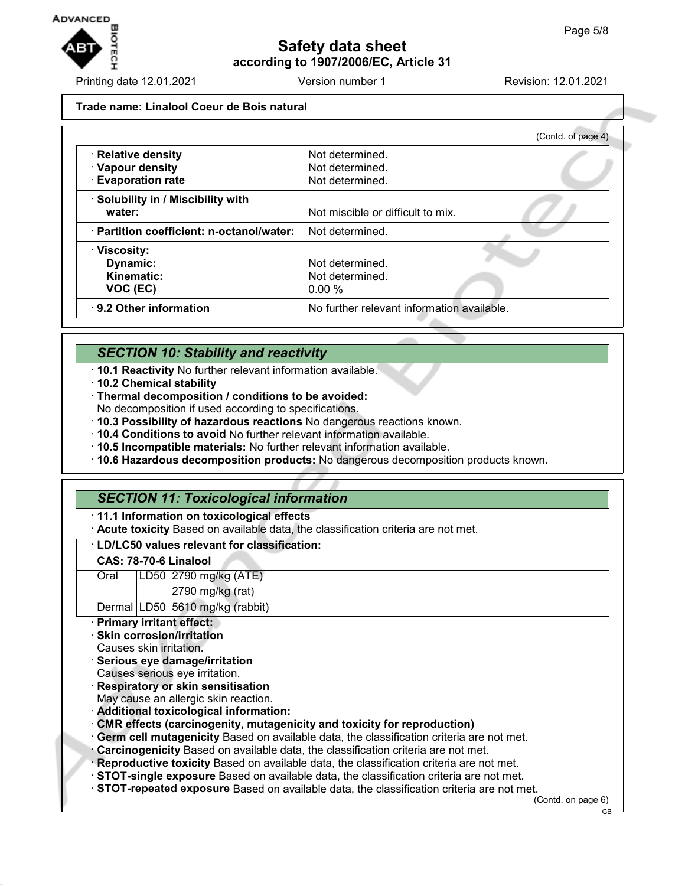**Trade name: Linalool Coeur de Bois natural**

(Contd. of page 4)

| | |
|---|---|
| · **Relative density** | Not determined. |
| · **Vapour density** | Not determined. |
| · **Evaporation rate** | Not determined. |
| · **Solubility in / Miscibility with water:** | Not miscible or difficult to mix. |
| · **Partition coefficient: n-octanol/water:** | Not determined. |
| · **Viscosity:** | |
| **Dynamic:** | Not determined. |
| **Kinematic:** | Not determined. |
| **VOC (EC)** | 0.00 % |
| · **9.2 Other information** | No further relevant information available. |

## *SECTION 10: Stability and reactivity*

· **10.1 Reactivity** No further relevant information available.
· **10.2 Chemical stability**
· **Thermal decomposition / conditions to be avoided:**
No decomposition if used according to specifications.
· **10.3 Possibility of hazardous reactions** No dangerous reactions known.
· **10.4 Conditions to avoid** No further relevant information available.
· **10.5 Incompatible materials:** No further relevant information available.
· **10.6 Hazardous decomposition products:** No dangerous decomposition products known.

## *SECTION 11: Toxicological information*

· **11.1 Information on toxicological effects**
· **Acute toxicity** Based on available data, the classification criteria are not met.

| · **LD/LC50 values relevant for classification:** | | |
|---|---|---|
| **CAS: 78-70-6 Linalool** | | |
| Oral | LD50 | 2790 mg/kg (ATE) |
| | | 2790 mg/kg (rat) |
| Dermal | LD50 | 5610 mg/kg (rabbit) |

· **Primary irritant effect:**
· **Skin corrosion/irritation**
Causes skin irritation.
· **Serious eye damage/irritation**
Causes serious eye irritation.
· **Respiratory or skin sensitisation**
May cause an allergic skin reaction.
· **Additional toxicological information:**
· **CMR effects (carcinogenity, mutagenicity and toxicity for reproduction)**
· **Germ cell mutagenicity** Based on available data, the classification criteria are not met.
· **Carcinogenicity** Based on available data, the classification criteria are not met.
· **Reproductive toxicity** Based on available data, the classification criteria are not met.
· **STOT-single exposure** Based on available data, the classification criteria are not met.
· **STOT-repeated exposure** Based on available data, the classification criteria are not met.

(Contd. on page 6)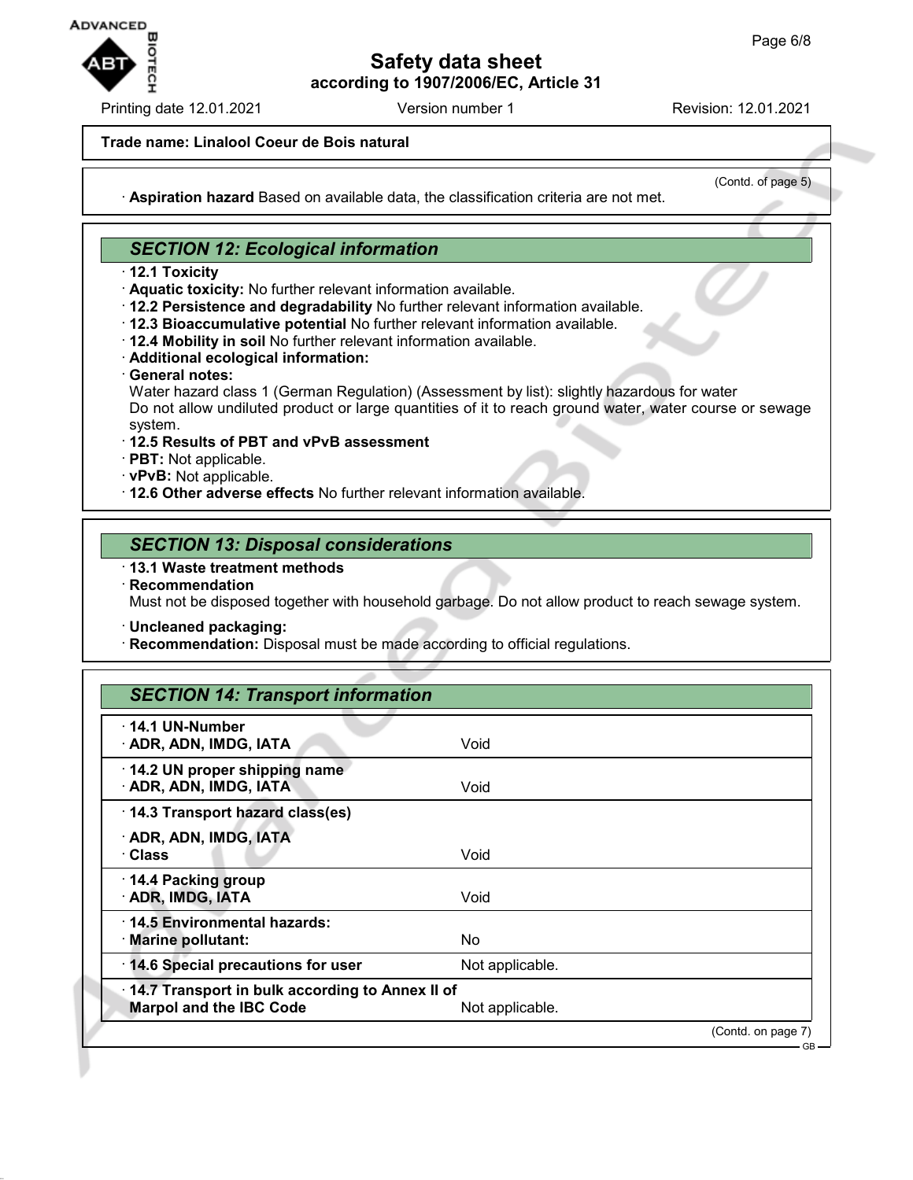**Trade name: Linalool Coeur de Bois natural**

(Contd. of page 5)

· **Aspiration hazard** Based on available data, the classification criteria are not met.

## SECTION 12: Ecological information

· **12.1 Toxicity**
· **Aquatic toxicity:** No further relevant information available.
· **12.2 Persistence and degradability** No further relevant information available.
· **12.3 Bioaccumulative potential** No further relevant information available.
· **12.4 Mobility in soil** No further relevant information available.
· **Additional ecological information:**
· **General notes:**
Water hazard class 1 (German Regulation) (Assessment by list): slightly hazardous for water
Do not allow undiluted product or large quantities of it to reach ground water, water course or sewage system.
· **12.5 Results of PBT and vPvB assessment**
· **PBT:** Not applicable.
· **vPvB:** Not applicable.
· **12.6 Other adverse effects** No further relevant information available.

## SECTION 13: Disposal considerations

· **13.1 Waste treatment methods**
· **Recommendation**
Must not be disposed together with household garbage. Do not allow product to reach sewage system.

· **Uncleaned packaging:**
· **Recommendation:** Disposal must be made according to official regulations.

## SECTION 14: Transport information

| | |
|---|---|
| · **14.1 UN-Number**<br>· **ADR, ADN, IMDG, IATA** | Void |
| · **14.2 UN proper shipping name**<br>· **ADR, ADN, IMDG, IATA** | Void |
| · **14.3 Transport hazard class(es)**<br>· **ADR, ADN, IMDG, IATA**<br>· **Class** | Void |
| · **14.4 Packing group**<br>· **ADR, IMDG, IATA** | Void |
| · **14.5 Environmental hazards:**<br>· **Marine pollutant:** | No |
| · **14.6 Special precautions for user** | Not applicable. |
| · **14.7 Transport in bulk according to Annex II of Marpol and the IBC Code** | Not applicable. |

(Contd. on page 7)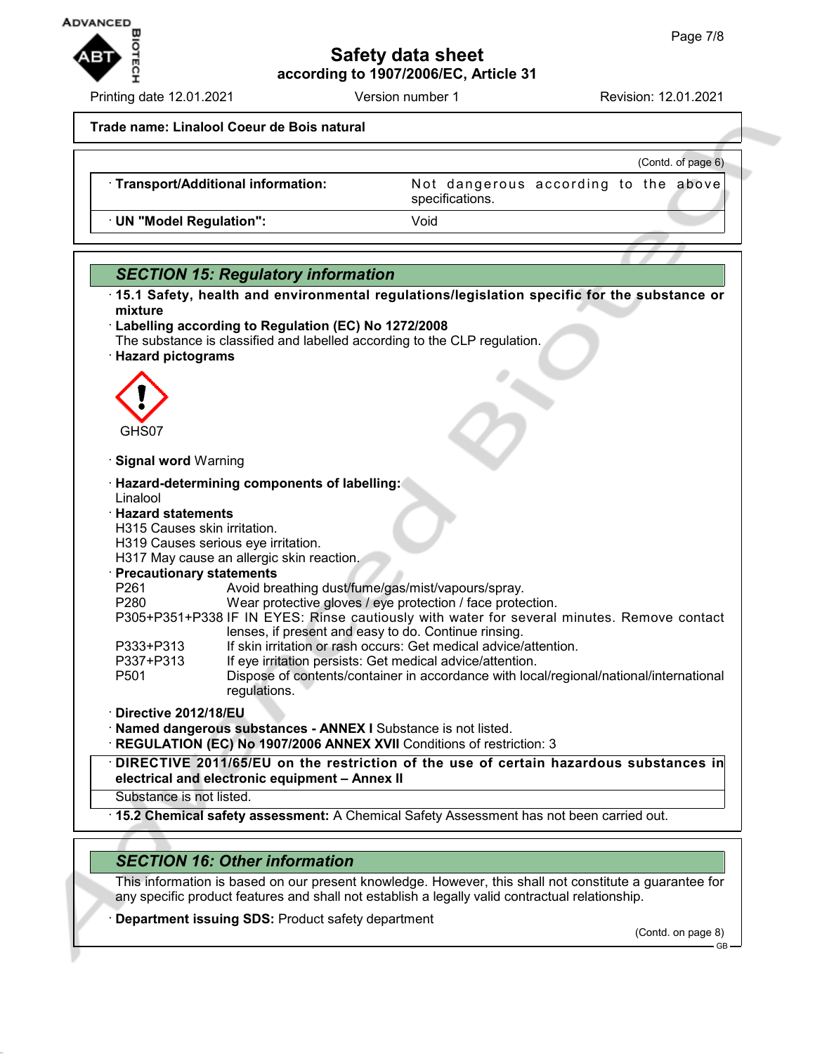**Trade name: Linalool Coeur de Bois natural**

(Contd. of page 6)

| · **Transport/Additional information:** | Not dangerous according to the above specifications. |
| --- | --- |
| · **UN "Model Regulation":** | Void |

## *SECTION 15: Regulatory information*

· **15.1 Safety, health and environmental regulations/legislation specific for the substance or mixture**

· **Labelling according to Regulation (EC) No 1272/2008**
The substance is classified and labelled according to the CLP regulation.

· **Hazard pictograms**

GHS07

· **Signal word** Warning

· **Hazard-determining components of labelling:**
Linalool

· **Hazard statements**
H315 Causes skin irritation.
H319 Causes serious eye irritation.
H317 May cause an allergic skin reaction.

· **Precautionary statements**

| | |
| --- | --- |
| P261 | Avoid breathing dust/fume/gas/mist/vapours/spray. |
| P280 | Wear protective gloves / eye protection / face protection. |
| P305+P351+P338 | IF IN EYES: Rinse cautiously with water for several minutes. Remove contact lenses, if present and easy to do. Continue rinsing. |
| P333+P313 | If skin irritation or rash occurs: Get medical advice/attention. |
| P337+P313 | If eye irritation persists: Get medical advice/attention. |
| P501 | Dispose of contents/container in accordance with local/regional/national/international regulations. |

· **Directive 2012/18/EU**
· **Named dangerous substances - ANNEX I** Substance is not listed.
· **REGULATION (EC) No 1907/2006 ANNEX XVII** Conditions of restriction: 3

· **DIRECTIVE 2011/65/EU on the restriction of the use of certain hazardous substances in electrical and electronic equipment – Annex II**
Substance is not listed.

· **15.2 Chemical safety assessment:** A Chemical Safety Assessment has not been carried out.

## *SECTION 16: Other information*

This information is based on our present knowledge. However, this shall not constitute a guarantee for any specific product features and shall not establish a legally valid contractual relationship.

· **Department issuing SDS:** Product safety department

(Contd. on page 8)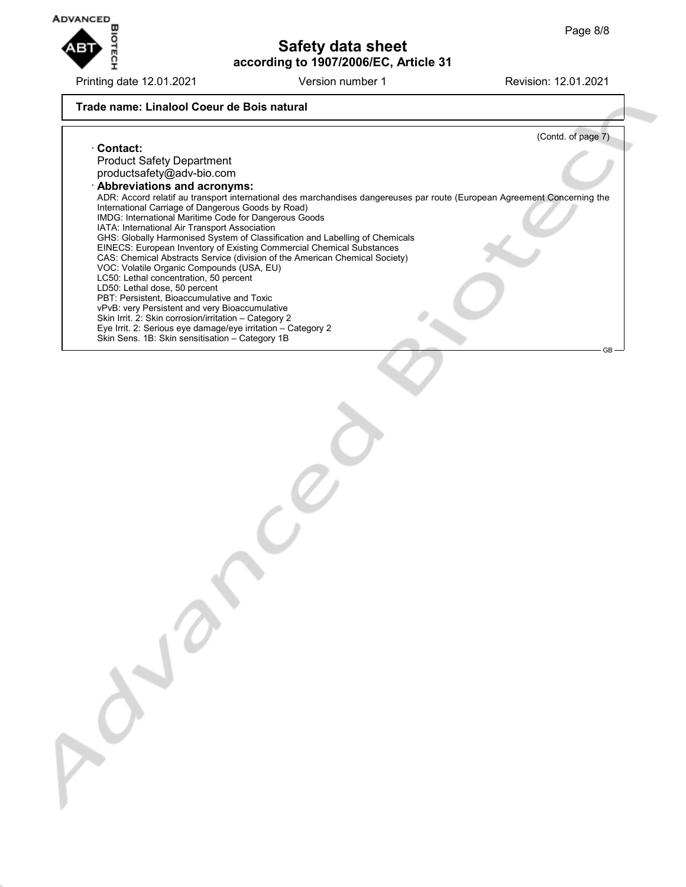(Contd. of page 7)

· **Contact:**
Product Safety Department
productsafety@adv-bio.com

· **Abbreviations and acronyms:**
ADR: Accord relatif au transport international des marchandises dangereuses par route (European Agreement Concerning the International Carriage of Dangerous Goods by Road)
IMDG: International Maritime Code for Dangerous Goods
IATA: International Air Transport Association
GHS: Globally Harmonised System of Classification and Labelling of Chemicals
EINECS: European Inventory of Existing Commercial Chemical Substances
CAS: Chemical Abstracts Service (division of the American Chemical Society)
VOC: Volatile Organic Compounds (USA, EU)
LC50: Lethal concentration, 50 percent
LD50: Lethal dose, 50 percent
PBT: Persistent, Bioaccumulative and Toxic
vPvB: very Persistent and very Bioaccumulative
Skin Irrit. 2: Skin corrosion/irritation – Category 2
Eye Irrit. 2: Serious eye damage/eye irritation – Category 2
Skin Sens. 1B: Skin sensitisation – Category 1B